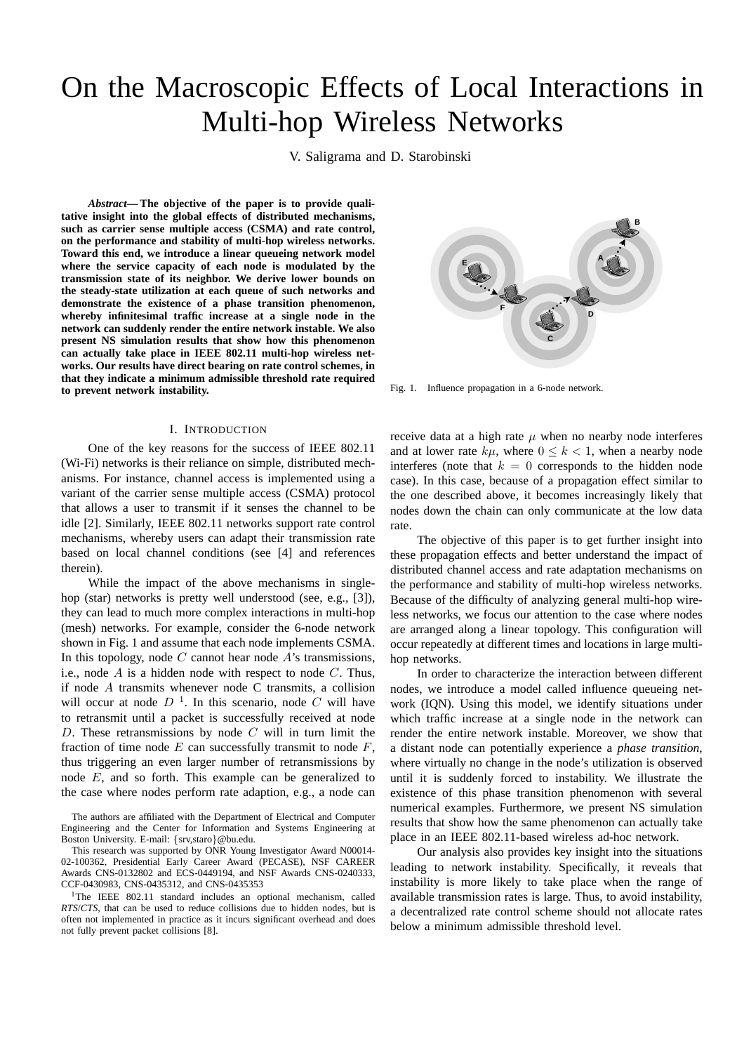# On the Macroscopic Effects of Local Interactions in Multi-hop Wireless Networks

V. Saligrama and D. Starobinski

***Abstract*— The objective of the paper is to provide qualitative insight into the global effects of distributed mechanisms, such as carrier sense multiple access (CSMA) and rate control, on the performance and stability of multi-hop wireless networks. Toward this end, we introduce a linear queueing network model where the service capacity of each node is modulated by the transmission state of its neighbor. We derive lower bounds on the steady-state utilization at each queue of such networks and demonstrate the existence of a phase transition phenomenon, whereby infinitesimal traffic increase at a single node in the network can suddenly render the entire network instable. We also present NS simulation results that show how this phenomenon can actually take place in IEEE 802.11 multi-hop wireless networks. Our results have direct bearing on rate control schemes, in that they indicate a minimum admissible threshold rate required to prevent network instability.**

Fig. 1. Influence propagation in a 6-node network.

## I. Introduction

One of the key reasons for the success of IEEE 802.11 (Wi-Fi) networks is their reliance on simple, distributed mechanisms. For instance, channel access is implemented using a variant of the carrier sense multiple access (CSMA) protocol that allows a user to transmit if it senses the channel to be idle [2]. Similarly, IEEE 802.11 networks support rate control mechanisms, whereby users can adapt their transmission rate based on local channel conditions (see [4] and references therein).

While the impact of the above mechanisms in single-hop (star) networks is pretty well understood (see, e.g., [3]), they can lead to much more complex interactions in multi-hop (mesh) networks. For example, consider the 6-node network shown in Fig. 1 and assume that each node implements CSMA. In this topology, node $C$ cannot hear node $A$'s transmissions, i.e., node $A$ is a hidden node with respect to $C$. Thus, if node $A$ transmits whenever node C transmits, a collision will occur at node $D$ [1]. In this scenario, node $C$ will have to retransmit until a packet is successfully received at node $D$. These retransmissions by node $C$ will in turn limit the fraction of time node $E$ can successfully transmit to node $F$, thus triggering an even larger number of retransmissions by node $E$, and so forth. This example can be generalized to the case where nodes perform rate adaption, e.g., a node can receive data at a high rate $\mu$ when no nearby node interferes and at lower rate $k\mu$, where $0 \leq k < 1$, when a nearby node interferes (note that $k = 0$ corresponds to the hidden node case). In this case, because of a propagation effect similar to the one described above, it becomes increasingly likely that nodes down the chain can only communicate at the low data rate.

The objective of this paper is to get further insight into these propagation effects and better understand the impact of distributed channel access and rate adaptation mechanisms on the performance and stability of multi-hop wireless networks. Because of the difficulty of analyzing general multi-hop wireless networks, we focus our attention to the case where nodes are arranged along a linear topology. This configuration will occur repeatedly at different times and locations in large multi-hop networks.

In order to characterize the interaction between different nodes, we introduce a model called influence queueing network (IQN). Using this model, we identify situations under which traffic increase at a single node in the network can render the entire network instable. Moreover, we show that a distant node can potentially experience a *phase transition*, where virtually no change in the node's utilization is observed until it is suddenly forced to instability. We illustrate the existence of this phase transition phenomenon with several numerical examples. Furthermore, we present NS simulation results that show how the same phenomenon can actually take place in an IEEE 802.11-based wireless ad-hoc network.

Our analysis also provides key insight into the situations leading to network instability. Specifically, it reveals that instability is more likely to take place when the range of available transmission rates is large. Thus, to avoid instability, a decentralized rate control scheme should not allocate rates below a minimum admissible threshold level.

The authors are affiliated with the Department of Electrical and Computer Engineering and the Center for Information and Systems Engineering at Boston University. E-mail: {srv,staro}@bu.edu.

This research was supported by ONR Young Investigator Award N00014-02-100362, Presidential Early Career Award (PECASE), NSF CAREER Awards CNS-0132802 and ECS-0449194, and NSF Awards CNS-0240333, CCF-0430983, CNS-0435312, and CNS-0435353

[1] The IEEE 802.11 standard includes an optional mechanism, called *RTS/CTS*, that can be used to reduce collisions due to hidden nodes, but is often not implemented in practice as it incurs significant overhead and does not fully prevent packet collisions [8].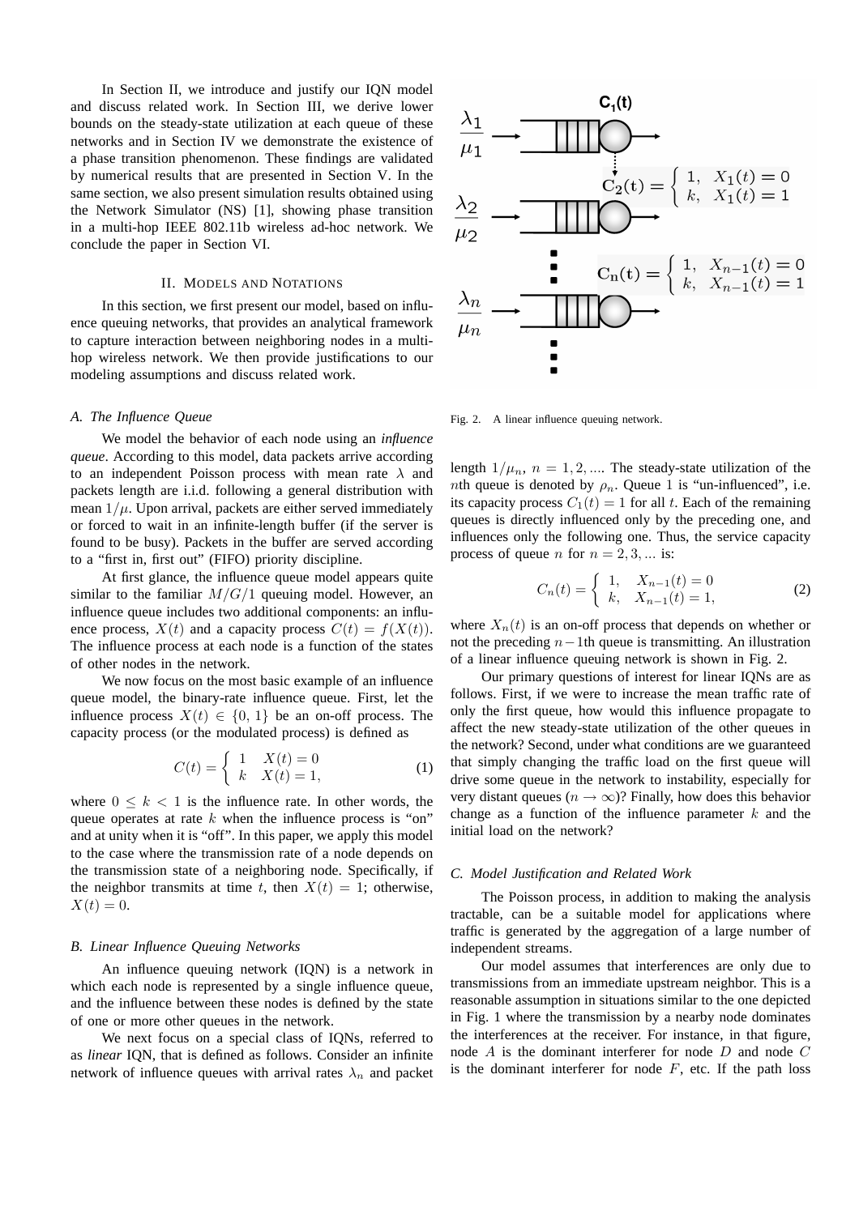In Section II, we introduce and justify our IQN model and discuss related work. In Section III, we derive lower bounds on the steady-state utilization at each queue of these networks and in Section IV we demonstrate the existence of a phase transition phenomenon. These findings are validated by numerical results that are presented in Section V. In the same section, we also present simulation results obtained using the Network Simulator (NS) [1], showing phase transition in a multi-hop IEEE 802.11b wireless ad-hoc network. We conclude the paper in Section VI.

## II. Models and Notations

In this section, we first present our model, based on influence queuing networks, that provides an analytical framework to capture interaction between neighboring nodes in a multi-hop wireless network. We then provide justifications to our modeling assumptions and discuss related work.

### A. The Influence Queue

We model the behavior of each node using an *influence queue*. According to this model, data packets arrive according to an independent Poisson process with mean rate $\lambda$ and packets length are i.i.d. following a general distribution with mean $1/\mu$. Upon arrival, packets are either served immediately or forced to wait in an infinite-length buffer (if the server is found to be busy). Packets in the buffer are served according to a "first in, first out" (FIFO) priority discipline.

At first glance, the influence queue model appears quite similar to the familiar $M/G/1$ queuing model. However, an influence queue includes two additional components: an influence process, $X(t)$ and a capacity process $C(t) = f(X(t))$. The influence process at each node is a function of the states of other nodes in the network.

We now focus on the most basic example of an influence queue model, the binary-rate influence queue. First, let the influence process $X(t) \in \{0, 1\}$ be an on-off process. The capacity process (or the modulated process) is defined as

$$C(t) = \begin{cases} 1 & X(t) = 0 \\ k & X(t) = 1, \end{cases} \tag{1}$$

where $0 \leq k < 1$ is the influence rate. In other words, the queue operates at rate $k$ when the influence process is "on" and at unity when it is "off". In this paper, we apply this model to the case where the transmission rate of a node depends on the transmission state of a neighboring node. Specifically, if the neighbor transmits at time $t$, then $X(t) = 1$; otherwise, $X(t) = 0$.

### B. Linear Influence Queuing Networks

An influence queuing network (IQN) is a network in which each node is represented by a single influence queue, and the influence between these nodes is defined by the state of one or more other queues in the network.

We next focus on a special class of IQNs, referred to as *linear* IQN, that is defined as follows. Consider an infinite network of influence queues with arrival rates $\lambda_n$ and packet length $1/\mu_n$, $n = 1, 2, ....$ The steady-state utilization of the $n$th queue is denoted by $\rho_n$. Queue 1 is "un-influenced", i.e. its capacity process $C_1(t) = 1$ for all $t$. Each of the remaining queues is directly influenced only by the preceding one, and influences only the following one. Thus, the service capacity process of queue $n$ for $n = 2, 3, ...$ is:

$$C_n(t) = \begin{cases} 1, & X_{n-1}(t) = 0 \\ k, & X_{n-1}(t) = 1, \end{cases} \tag{2}$$

where $X_n(t)$ is an on-off process that depends on whether or not the preceding $n-1$th queue is transmitting. An illustration of a linear influence queuing network is shown in Fig. 2.

Fig. 2. A linear influence queuing network.

Our primary questions of interest for linear IQNs are as follows. First, if we were to increase the mean traffic rate of only the first queue, how would this influence propagate to affect the new steady-state utilization of the other queues in the network? Second, under what conditions are we guaranteed that simply changing the traffic load on the first queue will drive some queue in the network to instability, especially for very distant queues ($n \to \infty$)? Finally, how does this behavior change as a function of the influence parameter $k$ and the initial load on the network?

### C. Model Justification and Related Work

The Poisson process, in addition to making the analysis tractable, can be a suitable model for applications where traffic is generated by the aggregation of a large number of independent streams.

Our model assumes that interferences are only due to transmissions from an immediate upstream neighbor. This is a reasonable assumption in situations similar to the one depicted in Fig. 1 where the transmission by a nearby node dominates the interferences at the receiver. For instance, in that figure, node $A$ is the dominant interferer for node $D$ and node $C$ is the dominant interferer for node $F$, etc. If the path loss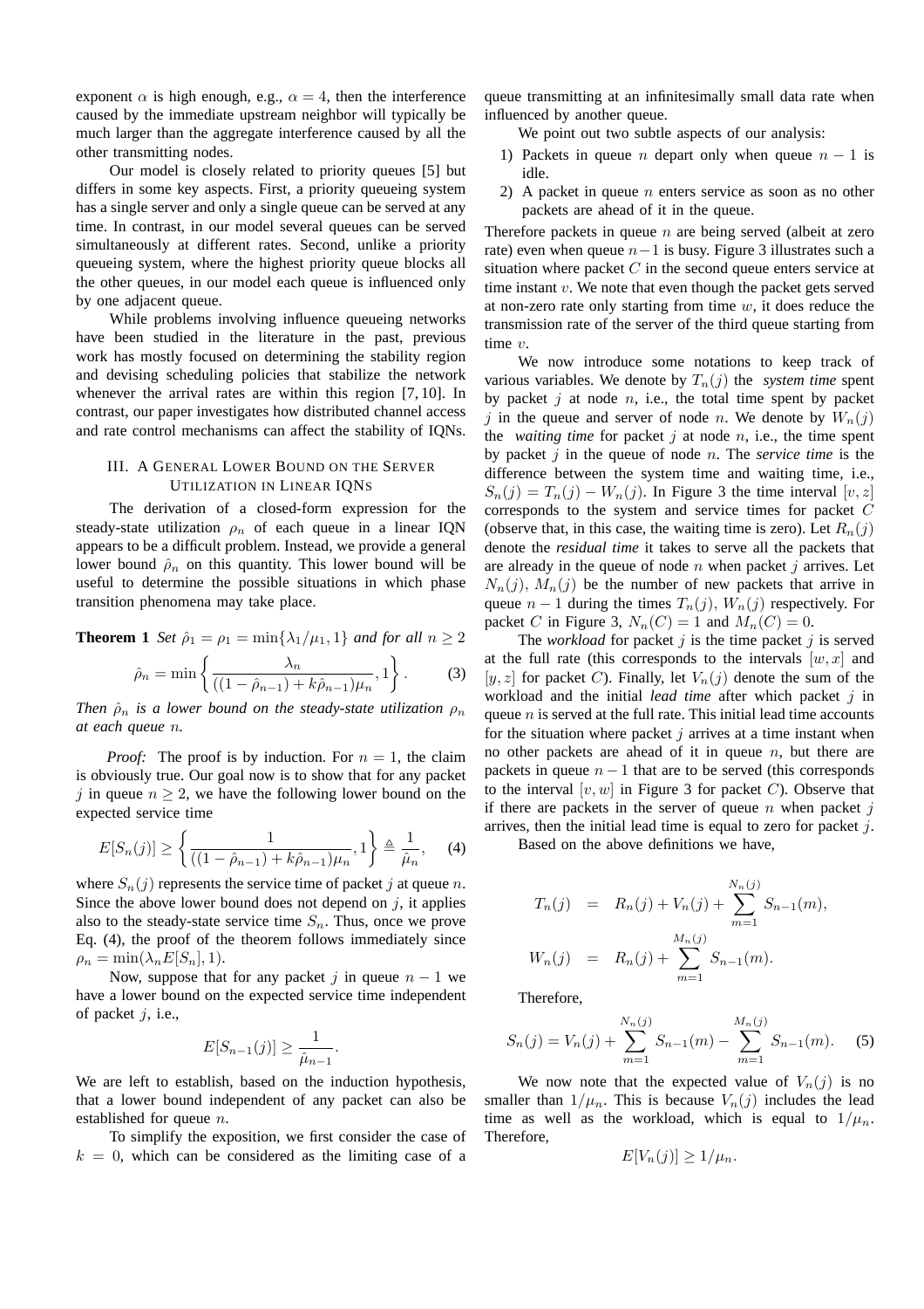exponent $\alpha$ is high enough, e.g., $\alpha = 4$, then the interference caused by the immediate upstream neighbor will typically be much larger than the aggregate interference caused by all the other transmitting nodes.

Our model is closely related to priority queues [5] but differs in some key aspects. First, a priority queueing system has a single server and only a single queue can be served at any time. In contrast, in our model several queues can be served simultaneously at different rates. Second, unlike a priority queueing system, where the highest priority queue blocks all the other queues, in our model each queue is influenced only by one adjacent queue.

While problems involving influence queueing networks have been studied in the literature in the past, previous work has mostly focused on determining the stability region and devising scheduling policies that stabilize the network whenever the arrival rates are within this region [7, 10]. In contrast, our paper investigates how distributed channel access and rate control mechanisms can affect the stability of IQNs.

## III. A General Lower Bound on the Server Utilization in Linear IQNs

The derivation of a closed-form expression for the steady-state utilization $\rho_n$ of each queue in a linear IQN appears to be a difficult problem. Instead, we provide a general lower bound $\hat{\rho}_n$ on this quantity. This lower bound will be useful to determine the possible situations in which phase transition phenomena may take place.

**Theorem 1** *Set $\hat{\rho}_1 = \rho_1 = \min\{\lambda_1/\mu_1, 1\}$ and for all $n \geq 2$*

$$\hat{\rho}_n = \min\left\{\frac{\lambda_n}{((1-\hat{\rho}_{n-1}) + k\hat{\rho}_{n-1})\mu_n}, 1\right\}. \qquad (3)$$

*Then $\hat{\rho}_n$ is a lower bound on the steady-state utilization $\rho_n$ at each queue $n$.*

*Proof:* The proof is by induction. For $n = 1$, the claim is obviously true. Our goal now is to show that for any packet $j$ in queue $n \geq 2$, we have the following lower bound on the expected service time

$$E[S_n(j)] \geq \left\{\frac{1}{((1-\hat{\rho}_{n-1}) + k\hat{\rho}_{n-1})\mu_n}, 1\right\} \triangleq \frac{1}{\hat{\mu}_n}, \qquad (4)$$

where $S_n(j)$ represents the service time of packet $j$ at queue $n$. Since the above lower bound does not depend on $j$, it applies also to the steady-state service time $S_n$. Thus, once we prove Eq. (4), the proof of the theorem follows immediately since $\rho_n = \min(\lambda_n E[S_n], 1)$.

Now, suppose that for any packet $j$ in queue $n-1$ we have a lower bound on the expected service time independent of packet $j$, i.e.,

$$E[S_{n-1}(j)] \geq \frac{1}{\hat{\mu}_{n-1}}.$$

We are left to establish, based on the induction hypothesis, that a lower bound independent of any packet can also be established for queue $n$.

To simplify the exposition, we first consider the case of $k = 0$, which can be considered as the limiting case of a queue transmitting at an infinitesimally small data rate when influenced by another queue.

We point out two subtle aspects of our analysis:

1) Packets in queue $n$ depart only when queue $n-1$ is idle.
2) A packet in queue $n$ enters service as soon as no other packets are ahead of it in the queue.

Therefore packets in queue $n$ are being served (albeit at zero rate) even when queue $n-1$ is busy. Figure 3 illustrates such a situation where packet $C$ in the second queue enters service at time instant $v$. We note that even though the packet gets served at non-zero rate only starting from time $w$, it does reduce the transmission rate of the server of the third queue starting from time $v$.

We now introduce some notations to keep track of various variables. We denote by $T_n(j)$ the *system time* spent by packet $j$ at node $n$, i.e., the total time spent by packet $j$ in the queue and server of node $n$. We denote by $W_n(j)$ the *waiting time* for packet $j$ at node $n$, i.e., the time spent by packet $j$ in the queue of node $n$. The *service time* is the difference between the system time and waiting time, i.e., $S_n(j) = T_n(j) - W_n(j)$. In Figure 3 the time interval $[v, z]$ corresponds to the system and service times for packet $C$ (observe that, in this case, the waiting time is zero). Let $R_n(j)$ denote the *residual time* it takes to serve all the packets that are already in the queue of node $n$ when packet $j$ arrives. Let $N_n(j)$, $M_n(j)$ be the number of new packets that arrive in queue $n-1$ during the times $T_n(j)$, $W_n(j)$ respectively. For packet $C$ in Figure 3, $N_n(C) = 1$ and $M_n(C) = 0$.

The *workload* for packet $j$ is the time packet $j$ is served at the full rate (this corresponds to the intervals $[w, x]$ and $[y, z]$ for packet $C$). Finally, let $V_n(j)$ denote the sum of the workload and the initial *lead time* after which packet $j$ in queue $n$ is served at the full rate. This initial lead time accounts for the situation where packet $j$ arrives at a time instant when no other packets are ahead of it in queue $n$, but there are packets in queue $n-1$ that are to be served (this corresponds to the interval $[v, w]$ in Figure 3 for packet $C$). Observe that if there are packets in the server of queue $n$ when packet $j$ arrives, then the initial lead time is equal to zero for packet $j$.

Based on the above definitions we have,

$$T_n(j) = R_n(j) + V_n(j) + \sum_{m=1}^{N_n(j)} S_{n-1}(m),$$

$$W_n(j) = R_n(j) + \sum_{m=1}^{M_n(j)} S_{n-1}(m).$$

Therefore,

$$S_n(j) = V_n(j) + \sum_{m=1}^{N_n(j)} S_{n-1}(m) - \sum_{m=1}^{M_n(j)} S_{n-1}(m). \qquad (5)$$

We now note that the expected value of $V_n(j)$ is no smaller than $1/\mu_n$. This is because $V_n(j)$ includes the lead time as well as the workload, which is equal to $1/\mu_n$. Therefore,

$$E[V_n(j)] \geq 1/\mu_n.$$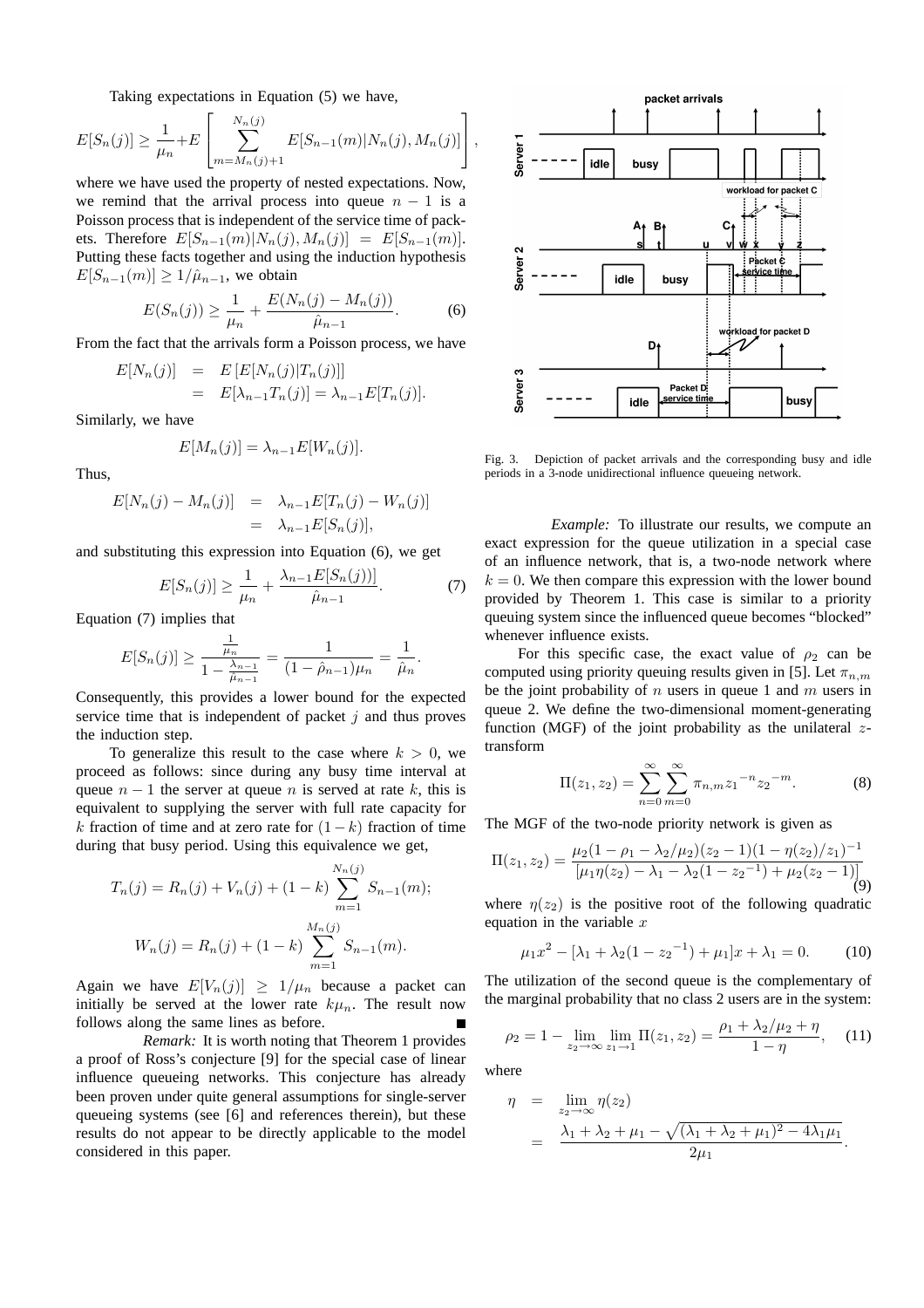Taking expectations in Equation (5) we have,

$$E[S_n(j)] \geq \frac{1}{\mu_n} + E\left[\sum_{m=M_n(j)+1}^{N_n(j)} E[S_{n-1}(m)|N_n(j), M_n(j)]\right],$$

where we have used the property of nested expectations. Now, we remind that the arrival process into queue $n-1$ is a Poisson process that is independent of the service time of packets. Therefore $E[S_{n-1}(m)|N_n(j), M_n(j)] = E[S_{n-1}(m)]$. Putting these facts together and using the induction hypothesis $E[S_{n-1}(m)] \geq 1/\hat{\mu}_{n-1}$, we obtain

$$E(S_n(j)) \geq \frac{1}{\mu_n} + \frac{E(N_n(j) - M_n(j))}{\hat{\mu}_{n-1}}. \tag{6}$$

From the fact that the arrivals form a Poisson process, we have

$$\begin{aligned} E[N_n(j)] &= E\left[E[N_n(j)|T_n(j)]\right] \\ &= E[\lambda_{n-1} T_n(j)] = \lambda_{n-1} E[T_n(j)]. \end{aligned}$$

Similarly, we have

$$E[M_n(j)] = \lambda_{n-1} E[W_n(j)].$$

Thus,

$$\begin{aligned} E[N_n(j) - M_n(j)] &= \lambda_{n-1} E[T_n(j) - W_n(j)] \\ &= \lambda_{n-1} E[S_n(j)], \end{aligned}$$

and substituting this expression into Equation (6), we get

$$E[S_n(j)] \geq \frac{1}{\mu_n} + \frac{\lambda_{n-1} E[S_n(j))]}{\hat{\mu}_{n-1}}. \tag{7}$$

Equation (7) implies that

$$E[S_n(j)] \geq \frac{\frac{1}{\mu_n}}{1 - \frac{\lambda_{n-1}}{\hat{\mu}_{n-1}}} = \frac{1}{(1 - \hat{\rho}_{n-1})\mu_n} = \frac{1}{\hat{\mu}_n}.$$

Consequently, this provides a lower bound for the expected service time that is independent of packet $j$ and thus proves the induction step.

To generalize this result to the case where $k > 0$, we proceed as follows: since during any busy time interval at queue $n-1$ the server at queue $n$ is served at rate $k$, this is equivalent to supplying the server with full rate capacity for $k$ fraction of time and at zero rate for $(1-k)$ fraction of time during that busy period. Using this equivalence we get,

$$T_n(j) = R_n(j) + V_n(j) + (1-k) \sum_{m=1}^{N_n(j)} S_{n-1}(m);$$

$$W_n(j) = R_n(j) + (1-k) \sum_{m=1}^{M_n(j)} S_{n-1}(m).$$

Again we have $E[V_n(j)] \geq 1/\mu_n$ because a packet can initially be served at the lower rate $k\mu_n$. The result now follows along the same lines as before. ∎

*Remark:* It is worth noting that Theorem 1 provides a proof of Ross's conjecture [9] for the special case of linear influence queueing networks. This conjecture has already been proven under quite general assumptions for single-server queueing systems (see [6] and references therein), but these results do not appear to be directly applicable to the model considered in this paper.

Fig. 3. Depiction of packet arrivals and the corresponding busy and idle periods in a 3-node unidirectional influence queueing network.

*Example:* To illustrate our results, we compute an exact expression for the queue utilization in a special case of an influence network, that is, a two-node network where $k = 0$. We then compare this expression with the lower bound provided by Theorem 1. This case is similar to a priority queuing system since the influenced queue becomes "blocked" whenever influence exists.

For this specific case, the exact value of $\rho_2$ can be computed using priority queuing results given in [5]. Let $\pi_{n,m}$ be the joint probability of $n$ users in queue 1 and $m$ users in queue 2. We define the two-dimensional moment-generating function (MGF) of the joint probability as the unilateral $z$-transform

$$\Pi(z_1, z_2) = \sum_{n=0}^{\infty} \sum_{m=0}^{\infty} \pi_{n,m} {z_1}^{-n} {z_2}^{-m}. \tag{8}$$

The MGF of the two-node priority network is given as

$$\Pi(z_1, z_2) = \frac{\mu_2(1 - \rho_1 - \lambda_2/\mu_2)(z_2 - 1)(1 - \eta(z_2)/z_1)^{-1}}{[\mu_1 \eta(z_2) - \lambda_1 - \lambda_2(1 - {z_2}^{-1}) + \mu_2(z_2 - 1)]} \tag{9}$$

where $\eta(z_2)$ is the positive root of the following quadratic equation in the variable $x$

$$\mu_1 x^2 - [\lambda_1 + \lambda_2(1 - {z_2}^{-1}) + \mu_1]x + \lambda_1 = 0. \tag{10}$$

The utilization of the second queue is the complementary of the marginal probability that no class 2 users are in the system:

$$\rho_2 = 1 - \lim_{z_2 \to \infty} \lim_{z_1 \to 1} \Pi(z_1, z_2) = \frac{\rho_1 + \lambda_2/\mu_2 + \eta}{1 - \eta}, \tag{11}$$

where

$$\begin{aligned} \eta &= \lim_{z_2 \to \infty} \eta(z_2) \\ &= \frac{\lambda_1 + \lambda_2 + \mu_1 - \sqrt{(\lambda_1 + \lambda_2 + \mu_1)^2 - 4\lambda_1\mu_1}}{2\mu_1}. \end{aligned}$$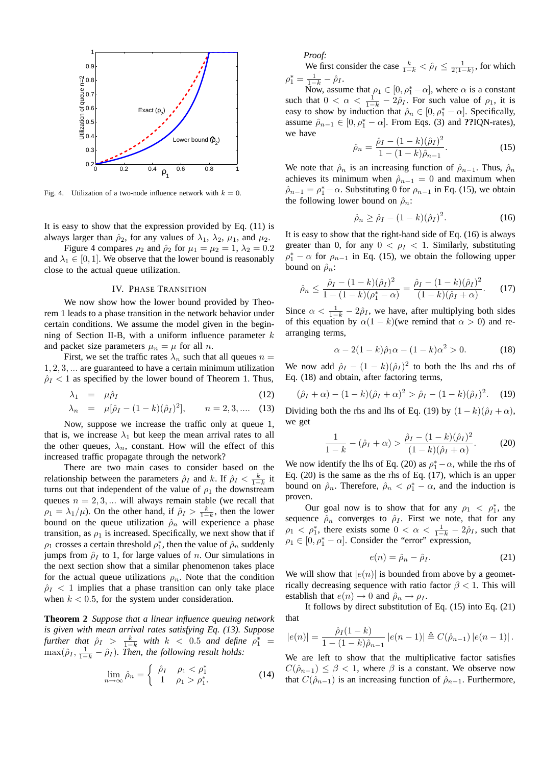Fig. 4. Utilization of a two-node influence network with $k = 0$.

It is easy to show that the expression provided by Eq. (11) is always larger than $\hat{\rho}_2$, for any values of $\lambda_1$, $\lambda_2$, $\mu_1$, and $\mu_2$.

Figure 4 compares $\rho_2$ and $\hat{\rho}_2$ for $\mu_1 = \mu_2 = 1$, $\lambda_2 = 0.2$ and $\lambda_1 \in [0, 1]$. We observe that the lower bound is reasonably close to the actual queue utilization.

## IV. Phase Transition

We now show how the lower bound provided by Theorem 1 leads to a phase transition in the network behavior under certain conditions. We assume the model given in the beginning of Section II-B, with a uniform influence parameter $k$ and packet size parameters $\mu_n = \mu$ for all $n$.

First, we set the traffic rates $\lambda_n$ such that all queues $n = 1, 2, 3, ...$ are guaranteed to have a certain minimum utilization $\hat{\rho}_I < 1$ as specified by the lower bound of Theorem 1. Thus,

$$\lambda_1 = \mu\hat{\rho}_I \tag{12}$$

$$\lambda_n = \mu[\hat{\rho}_I - (1-k)(\hat{\rho}_I)^2], \qquad n = 2, 3, .... \tag{13}$$

Now, suppose we increase the traffic only at queue 1, that is, we increase $\lambda_1$ but keep the mean arrival rates to all the other queues, $\lambda_n$, constant. How will the effect of this increased traffic propagate through the network?

There are two main cases to consider based on the relationship between the parameters $\hat{\rho}_I$ and $k$. If $\hat{\rho}_I < \frac{k}{1-k}$ it turns out that independent of the value of $\rho_1$ the downstream queues $n = 2, 3, ...$ will always remain stable (we recall that $\rho_1 = \lambda_1/\mu$). On the other hand, if $\hat{\rho}_I > \frac{k}{1-k}$, then the lower bound on the queue utilization $\hat{\rho}_n$ will experience a phase transition, as $\rho_1$ is increased. Specifically, we next show that if $\rho_1$ crosses a certain threshold $\rho_1^*$, then the value of $\hat{\rho}_n$ suddenly jumps from $\hat{\rho}_I$ to 1, for large values of $n$. Our simulations in the next section show that a similar phenomenon takes place for the actual queue utilizations $\rho_n$. Note that the condition $\hat{\rho}_I < 1$ implies that a phase transition can only take place when $k < 0.5$, for the system under consideration.

**Theorem 2** *Suppose that a linear influence queuing network is given with mean arrival rates satisfying Eq. (13). Suppose further that* $\hat{\rho}_I > \frac{k}{1-k}$ *with* $k < 0.5$ *and define* $\rho_1^* = \max(\hat{\rho}_I, \frac{1}{1-k} - \hat{\rho}_I)$. *Then, the following result holds:*

$$\lim_{n\to\infty} \hat{\rho}_n = \begin{cases} \hat{\rho}_I & \rho_1 < \rho_1^* \\ 1 & \rho_1 > \rho_1^*. \end{cases} \tag{14}$$

*Proof:*

We first consider the case $\frac{k}{1-k} < \hat{\rho}_I \leq \frac{1}{2(1-k)}$, for which $\rho_1^* = \frac{1}{1-k} - \hat{\rho}_I$.

Now, assume that $\rho_1 \in [0, \rho_1^* - \alpha]$, where $\alpha$ is a constant such that $0 < \alpha < \frac{1}{1-k} - 2\hat{\rho}_I$. For such value of $\rho_1$, it is easy to show by induction that $\hat{\rho}_n \in [0, \rho_1^* - \alpha]$. Specifically, assume $\hat{\rho}_{n-1} \in [0, \rho_1^* - \alpha]$. From Eqs. (3) and **??**IQN-rates), we have

$$\hat{\rho}_n = \frac{\hat{\rho}_I - (1-k)(\hat{\rho}_I)^2}{1 - (1-k)\hat{\rho}_{n-1}}. \tag{15}$$

We note that $\hat{\rho}_n$ is an increasing function of $\hat{\rho}_{n-1}$. Thus, $\hat{\rho}_n$ achieves its minimum when $\hat{\rho}_{n-1} = 0$ and maximum when $\hat{\rho}_{n-1} = \rho_1^* - \alpha$. Substituting 0 for $\rho_{n-1}$ in Eq. (15), we obtain the following lower bound on $\hat{\rho}_n$:

$$\hat{\rho}_n \geq \hat{\rho}_I - (1-k)(\hat{\rho}_I)^2. \tag{16}$$

It is easy to show that the right-hand side of Eq. (16) is always greater than 0, for any $0 < \rho_I < 1$. Similarly, substituting $\rho_1^* - \alpha$ for $\rho_{n-1}$ in Eq. (15), we obtain the following upper bound on $\hat{\rho}_n$:

$$\hat{\rho}_n \leq \frac{\hat{\rho}_I - (1-k)(\hat{\rho}_I)^2}{1 - (1-k)(\rho_1^* - \alpha)} = \frac{\hat{\rho}_I - (1-k)(\hat{\rho}_I)^2}{(1-k)(\hat{\rho}_I + \alpha)}. \tag{17}$$

Since $\alpha < \frac{1}{1-k} - 2\hat{\rho}_I$, we have, after multiplying both sides of this equation by $\alpha(1-k)$(we remind that $\alpha > 0$) and rearranging terms,

$$\alpha - 2(1-k)\hat{\rho}_1\alpha - (1-k)\alpha^2 > 0. \tag{18}$$

We now add $\hat{\rho}_I - (1-k)(\hat{\rho}_I)^2$ to both the lhs and rhs of Eq. (18) and obtain, after factoring terms,

$$(\hat{\rho}_I + \alpha) - (1-k)(\hat{\rho}_I + \alpha)^2 > \hat{\rho}_I - (1-k)(\hat{\rho}_I)^2. \tag{19}$$

Dividing both the rhs and lhs of Eq. (19) by $(1-k)(\hat{\rho}_I + \alpha)$, we get

$$\frac{1}{1-k} - (\hat{\rho}_I + \alpha) > \frac{\hat{\rho}_I - (1-k)(\hat{\rho}_I)^2}{(1-k)(\hat{\rho}_I + \alpha)}. \tag{20}$$

We now identify the lhs of Eq. (20) as $\rho_1^* - \alpha$, while the rhs of Eq. (20) is the same as the rhs of Eq. (17), which is an upper bound on $\hat{\rho}_n$. Therefore, $\hat{\rho}_n < \rho_1^* - \alpha$, and the induction is proven.

Our goal now is to show that for any $\rho_1 < \rho_1^*$, the sequence $\hat{\rho}_n$ converges to $\hat{\rho}_I$. First we note, that for any $\rho_1 < \rho_1^*$, there exists some $0 < \alpha < \frac{1}{1-k} - 2\hat{\rho}_I$, such that $\rho_1 \in [0, \rho_1^* - \alpha]$. Consider the "error" expression,

$$e(n) = \hat{\rho}_n - \hat{\rho}_I. \tag{21}$$

We will show that $|e(n)|$ is bounded from above by a geometrically decreasing sequence with ratio factor $\beta < 1$. This will establish that $e(n) \to 0$ and $\hat{\rho}_n \to \rho_I$.

It follows by direct substitution of Eq. (15) into Eq. (21) that

$$|e(n)| = \frac{\hat{\rho}_I(1-k)}{1 - (1-k)\hat{\rho}_{n-1}} |e(n-1)| \triangleq C(\hat{\rho}_{n-1}) |e(n-1)|.$$

We are left to show that the multiplicative factor satisfies $C(\hat{\rho}_{n-1}) \leq \beta < 1$, where $\beta$ is a constant. We observe now that $C(\hat{\rho}_{n-1})$ is an increasing function of $\hat{\rho}_{n-1}$. Furthermore,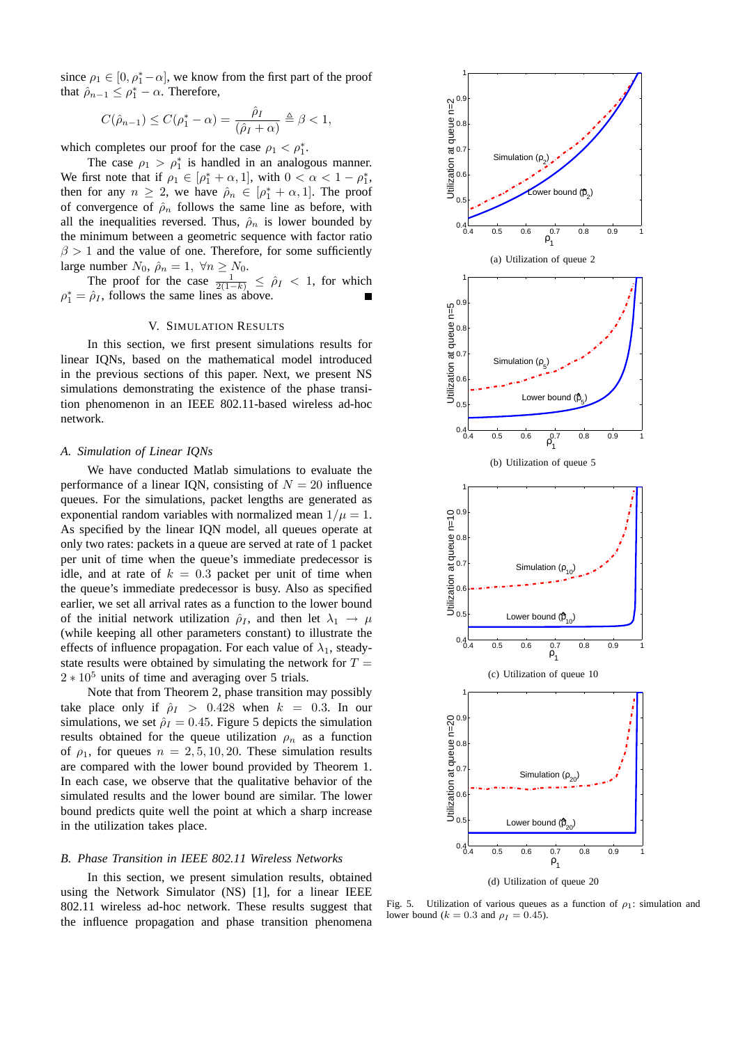since $\rho_1 \in [0, \rho_1^* - \alpha]$, we know from the first part of the proof that $\hat{\rho}_{n-1} \leq \rho_1^* - \alpha$. Therefore,

$$C(\hat{\rho}_{n-1}) \leq C(\rho_1^* - \alpha) = \frac{\hat{\rho}_I}{(\hat{\rho}_I + \alpha)} \triangleq \beta < 1,$$

which completes our proof for the case $\rho_1 < \rho_1^*$.

The case $\rho_1 > \rho_1^*$ is handled in an analogous manner. We first note that if $\rho_1 \in [\rho_1^* + \alpha, 1]$, with $0 < \alpha < 1 - \rho_1^*$, then for any $n \geq 2$, we have $\hat{\rho}_n \in [\rho_1^* + \alpha, 1]$. The proof of convergence of $\hat{\rho}_n$ follows the same line as before, with all the inequalities reversed. Thus, $\hat{\rho}_n$ is lower bounded by the minimum between a geometric sequence with factor ratio $\beta > 1$ and the value of one. Therefore, for some sufficiently large number $N_0$, $\hat{\rho}_n = 1, \ \forall n \geq N_0$.

The proof for the case $\frac{1}{2(1-k)} \leq \hat{\rho}_I < 1$, for which $\rho_1^* = \hat{\rho}_I$, follows the same lines as above. ■

## V. Simulation Results

In this section, we first present simulations results for linear IQNs, based on the mathematical model introduced in the previous sections of this paper. Next, we present NS simulations demonstrating the existence of the phase transition phenomenon in an IEEE 802.11-based wireless ad-hoc network.

### A. Simulation of Linear IQNs

We have conducted Matlab simulations to evaluate the performance of a linear IQN, consisting of $N = 20$ influence queues. For the simulations, packet lengths are generated as exponential random variables with normalized mean $1/\mu = 1$. As specified by the linear IQN model, all queues operate at only two rates: packets in a queue are served at rate of 1 packet per unit of time when the queue's immediate predecessor is idle, and at rate of $k = 0.3$ packet per unit of time when the queue's immediate predecessor is busy. Also as specified earlier, we set all arrival rates as a function to the lower bound of the initial network utilization $\hat{\rho}_I$, and then let $\lambda_1 \rightarrow \mu$ (while keeping all other parameters constant) to illustrate the effects of influence propagation. For each value of $\lambda_1$, steady-state results were obtained by simulating the network for $T = 2 * 10^5$ units of time and averaging over 5 trials.

Note that from Theorem 2, phase transition may possibly take place only if $\hat{\rho}_I > 0.428$ when $k = 0.3$. In our simulations, we set $\hat{\rho}_I = 0.45$. Figure 5 depicts the simulation results obtained for the queue utilization $\rho_n$ as a function of $\rho_1$, for queues $n = 2, 5, 10, 20$. These simulation results are compared with the lower bound provided by Theorem 1. In each case, we observe that the qualitative behavior of the simulated results and the lower bound are similar. The lower bound predicts quite well the point at which a sharp increase in the utilization takes place.

(a) Utilization of queue 2

(b) Utilization of queue 5

(c) Utilization of queue 10

(d) Utilization of queue 20

Fig. 5. Utilization of various queues as a function of $\rho_1$: simulation and lower bound ($k = 0.3$ and $\rho_I = 0.45$).

### B. Phase Transition in IEEE 802.11 Wireless Networks

In this section, we present simulation results, obtained using the Network Simulator (NS) [1], for a linear IEEE 802.11 wireless ad-hoc network. These results suggest that the influence propagation and phase transition phenomena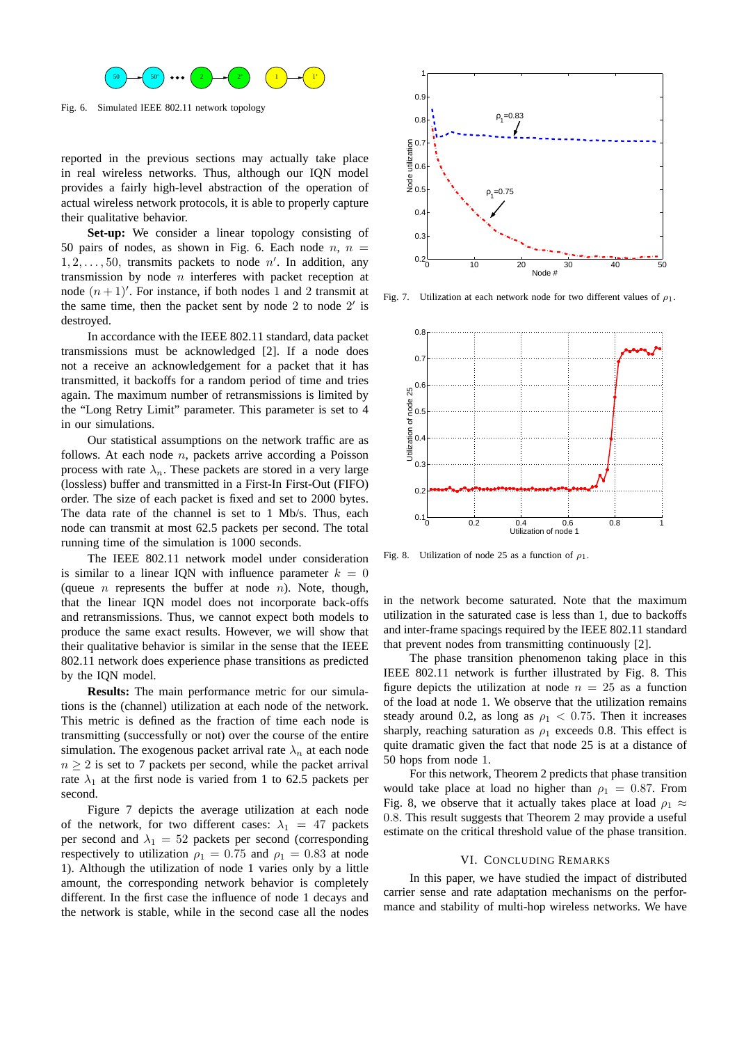Fig. 6. Simulated IEEE 802.11 network topology

reported in the previous sections may actually take place in real wireless networks. Thus, although our IQN model provides a fairly high-level abstraction of the operation of actual wireless network protocols, it is able to properly capture their qualitative behavior.

**Set-up:** We consider a linear topology consisting of 50 pairs of nodes, as shown in Fig. 6. Each node $n$, $n = 1, 2, \ldots, 50$, transmits packets to node $n'$. In addition, any transmission by node $n$ interferes with packet reception at node $(n+1)'$. For instance, if both nodes 1 and 2 transmit at the same time, then the packet sent by node 2 to node $2'$ is destroyed.

In accordance with the IEEE 802.11 standard, data packet transmissions must be acknowledged [2]. If a node does not a receive an acknowledgement for a packet that it has transmitted, it backoffs for a random period of time and tries again. The maximum number of retransmissions is limited by the "Long Retry Limit" parameter. This parameter is set to 4 in our simulations.

Our statistical assumptions on the network traffic are as follows. At each node $n$, packets arrive according a Poisson process with rate $\lambda_n$. These packets are stored in a very large (lossless) buffer and transmitted in a First-In First-Out (FIFO) order. The size of each packet is fixed and set to 2000 bytes. The data rate of the channel is set to 1 Mb/s. Thus, each node can transmit at most 62.5 packets per second. The total running time of the simulation is 1000 seconds.

The IEEE 802.11 network model under consideration is similar to a linear IQN with influence parameter $k = 0$ (queue $n$ represents the buffer at node $n$). Note, though, that the linear IQN model does not incorporate back-offs and retransmissions. Thus, we cannot expect both models to produce the same exact results. However, we will show that their qualitative behavior is similar in the sense that the IEEE 802.11 network does experience phase transitions as predicted by the IQN model.

**Results:** The main performance metric for our simulations is the (channel) utilization at each node of the network. This metric is defined as the fraction of time each node is transmitting (successfully or not) over the course of the entire simulation. The exogenous packet arrival rate $\lambda_n$ at each node $n \geq 2$ is set to 7 packets per second, while the packet arrival rate $\lambda_1$ at the first node is varied from 1 to 62.5 packets per second.

Figure 7 depicts the average utilization at each node of the network, for two different cases: $\lambda_1 = 47$ packets per second and $\lambda_1 = 52$ packets per second (corresponding respectively to utilization $\rho_1 = 0.75$ and $\rho_1 = 0.83$ at node 1). Although the utilization of node 1 varies only by a little amount, the corresponding network behavior is completely different. In the first case the influence of node 1 decays and the network is stable, while in the second case all the nodes in the network become saturated. Note that the maximum utilization in the saturated case is less than 1, due to backoffs and inter-frame spacings required by the IEEE 802.11 standard that prevent nodes from transmitting continuously [2].

Fig. 7. Utilization at each network node for two different values of $\rho_1$.

Fig. 8. Utilization of node 25 as a function of $\rho_1$.

The phase transition phenomenon taking place in this IEEE 802.11 network is further illustrated by Fig. 8. This figure depicts the utilization at node $n = 25$ as a function of the load at node 1. We observe that the utilization remains steady around 0.2, as long as $\rho_1 < 0.75$. Then it increases sharply, reaching saturation as $\rho_1$ exceeds 0.8. This effect is quite dramatic given the fact that node 25 is at a distance of 50 hops from node 1.

For this network, Theorem 2 predicts that phase transition would take place at load no higher than $\rho_1 = 0.87$. From Fig. 8, we observe that it actually takes place at load $\rho_1 \approx 0.8$. This result suggests that Theorem 2 may provide a useful estimate on the critical threshold value of the phase transition.

## VI. Concluding Remarks

In this paper, we have studied the impact of distributed carrier sense and rate adaptation mechanisms on the performance and stability of multi-hop wireless networks. We have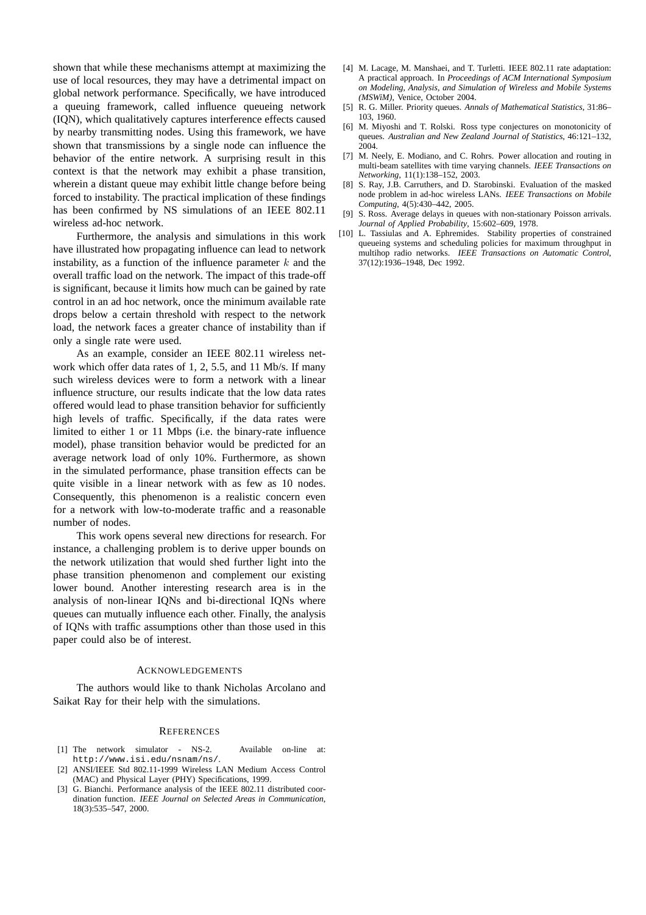shown that while these mechanisms attempt at maximizing the use of local resources, they may have a detrimental impact on global network performance. Specifically, we have introduced a queuing framework, called influence queueing network (IQN), which qualitatively captures interference effects caused by nearby transmitting nodes. Using this framework, we have shown that transmissions by a single node can influence the behavior of the entire network. A surprising result in this context is that the network may exhibit a phase transition, wherein a distant queue may exhibit little change before being forced to instability. The practical implication of these findings has been confirmed by NS simulations of an IEEE 802.11 wireless ad-hoc network.

Furthermore, the analysis and simulations in this work have illustrated how propagating influence can lead to network instability, as a function of the influence parameter $k$ and the overall traffic load on the network. The impact of this trade-off is significant, because it limits how much can be gained by rate control in an ad hoc network, once the minimum available rate drops below a certain threshold with respect to the network load, the network faces a greater chance of instability than if only a single rate were used.

As an example, consider an IEEE 802.11 wireless network which offer data rates of 1, 2, 5.5, and 11 Mb/s. If many such wireless devices were to form a network with a linear influence structure, our results indicate that the low data rates offered would lead to phase transition behavior for sufficiently high levels of traffic. Specifically, if the data rates were limited to either 1 or 11 Mbps (i.e. the binary-rate influence model), phase transition behavior would be predicted for an average network load of only 10%. Furthermore, as shown in the simulated performance, phase transition effects can be quite visible in a linear network with as few as 10 nodes. Consequently, this phenomenon is a realistic concern even for a network with low-to-moderate traffic and a reasonable number of nodes.

This work opens several new directions for research. For instance, a challenging problem is to derive upper bounds on the network utilization that would shed further light into the phase transition phenomenon and complement our existing lower bound. Another interesting research area is in the analysis of non-linear IQNs and bi-directional IQNs where queues can mutually influence each other. Finally, the analysis of IQNs with traffic assumptions other than those used in this paper could also be of interest.

## Acknowledgements

The authors would like to thank Nicholas Arcolano and Saikat Ray for their help with the simulations.

## References

[1] The network simulator - NS-2. Available on-line at: http://www.isi.edu/nsnam/ns/.

[2] ANSI/IEEE Std 802.11-1999 Wireless LAN Medium Access Control (MAC) and Physical Layer (PHY) Specifications, 1999.

[3] G. Bianchi. Performance analysis of the IEEE 802.11 distributed coordination function. *IEEE Journal on Selected Areas in Communication*, 18(3):535–547, 2000.

[4] M. Lacage, M. Manshaei, and T. Turletti. IEEE 802.11 rate adaptation: A practical approach. In *Proceedings of ACM International Symposium on Modeling, Analysis, and Simulation of Wireless and Mobile Systems (MSWiM)*, Venice, October 2004.

[5] R. G. Miller. Priority queues. *Annals of Mathematical Statistics*, 31:86–103, 1960.

[6] M. Miyoshi and T. Rolski. Ross type conjectures on monotonicity of queues. *Australian and New Zealand Journal of Statistics*, 46:121–132, 2004.

[7] M. Neely, E. Modiano, and C. Rohrs. Power allocation and routing in multi-beam satellites with time varying channels. *IEEE Transactions on Networking*, 11(1):138–152, 2003.

[8] S. Ray, J.B. Carruthers, and D. Starobinski. Evaluation of the masked node problem in ad-hoc wireless LANs. *IEEE Transactions on Mobile Computing*, 4(5):430–442, 2005.

[9] S. Ross. Average delays in queues with non-stationary Poisson arrivals. *Journal of Applied Probability*, 15:602–609, 1978.

[10] L. Tassiulas and A. Ephremides. Stability properties of constrained queueing systems and scheduling policies for maximum throughput in multihop radio networks. *IEEE Transactions on Automatic Control*, 37(12):1936–1948, Dec 1992.